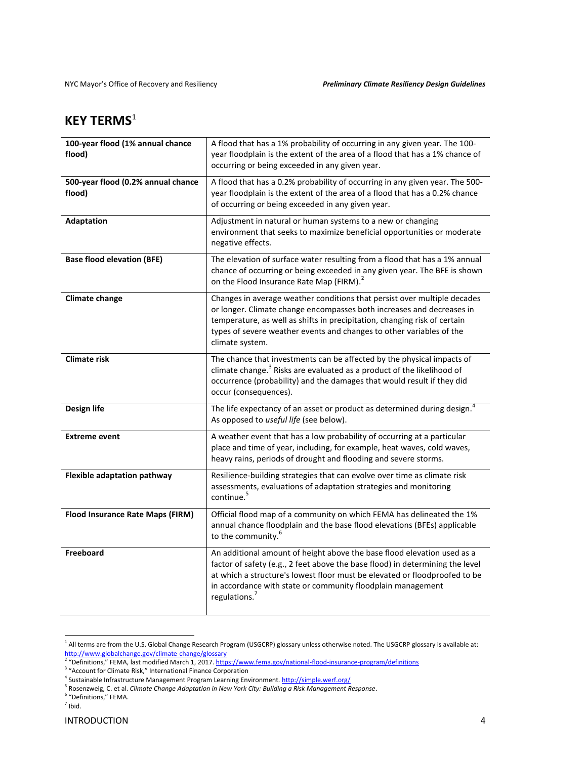## KEY TERMS[1]

| | |
|---|---|
| **100-year flood (1% annual chance flood)** | A flood that has a 1% probability of occurring in any given year. The 100-year floodplain is the extent of the area of a flood that has a 1% chance of occurring or being exceeded in any given year. |
| **500-year flood (0.2% annual chance flood)** | A flood that has a 0.2% probability of occurring in any given year. The 500-year floodplain is the extent of the area of a flood that has a 0.2% chance of occurring or being exceeded in any given year. |
| **Adaptation** | Adjustment in natural or human systems to a new or changing environment that seeks to maximize beneficial opportunities or moderate negative effects. |
| **Base flood elevation (BFE)** | The elevation of surface water resulting from a flood that has a 1% annual chance of occurring or being exceeded in any given year. The BFE is shown on the Flood Insurance Rate Map (FIRM).[2] |
| **Climate change** | Changes in average weather conditions that persist over multiple decades or longer. Climate change encompasses both increases and decreases in temperature, as well as shifts in precipitation, changing risk of certain types of severe weather events and changes to other variables of the climate system. |
| **Climate risk** | The chance that investments can be affected by the physical impacts of climate change.[3] Risks are evaluated as a product of the likelihood of occurrence (probability) and the damages that would result if they did occur (consequences). |
| **Design life** | The life expectancy of an asset or product as determined during design.[4] As opposed to *useful life* (see below). |
| **Extreme event** | A weather event that has a low probability of occurring at a particular place and time of year, including, for example, heat waves, cold waves, heavy rains, periods of drought and flooding and severe storms. |
| **Flexible adaptation pathway** | Resilience-building strategies that can evolve over time as climate risk assessments, evaluations of adaptation strategies and monitoring continue.[5] |
| **Flood Insurance Rate Maps (FIRM)** | Official flood map of a community on which FEMA has delineated the 1% annual chance floodplain and the base flood elevations (BFEs) applicable to the community.[6] |
| **Freeboard** | An additional amount of height above the base flood elevation used as a factor of safety (e.g., 2 feet above the base flood) in determining the level at which a structure's lowest floor must be elevated or floodproofed to be in accordance with state or community floodplain management regulations.[7] |

[1] All terms are from the U.S. Global Change Research Program (USGCRP) glossary unless otherwise noted. The USGCRP glossary is available at: http://www.globalchange.gov/climate-change/glossary

[2] "Definitions," FEMA, last modified March 1, 2017. https://www.fema.gov/national-flood-insurance-program/definitions

[3] "Account for Climate Risk," International Finance Corporation

[4] Sustainable Infrastructure Management Program Learning Environment. http://simple.werf.org/

[5] Rosenzweig, C. et al. *Climate Change Adaptation in New York City: Building a Risk Management Response*.

[6] "Definitions," FEMA.

[7] Ibid.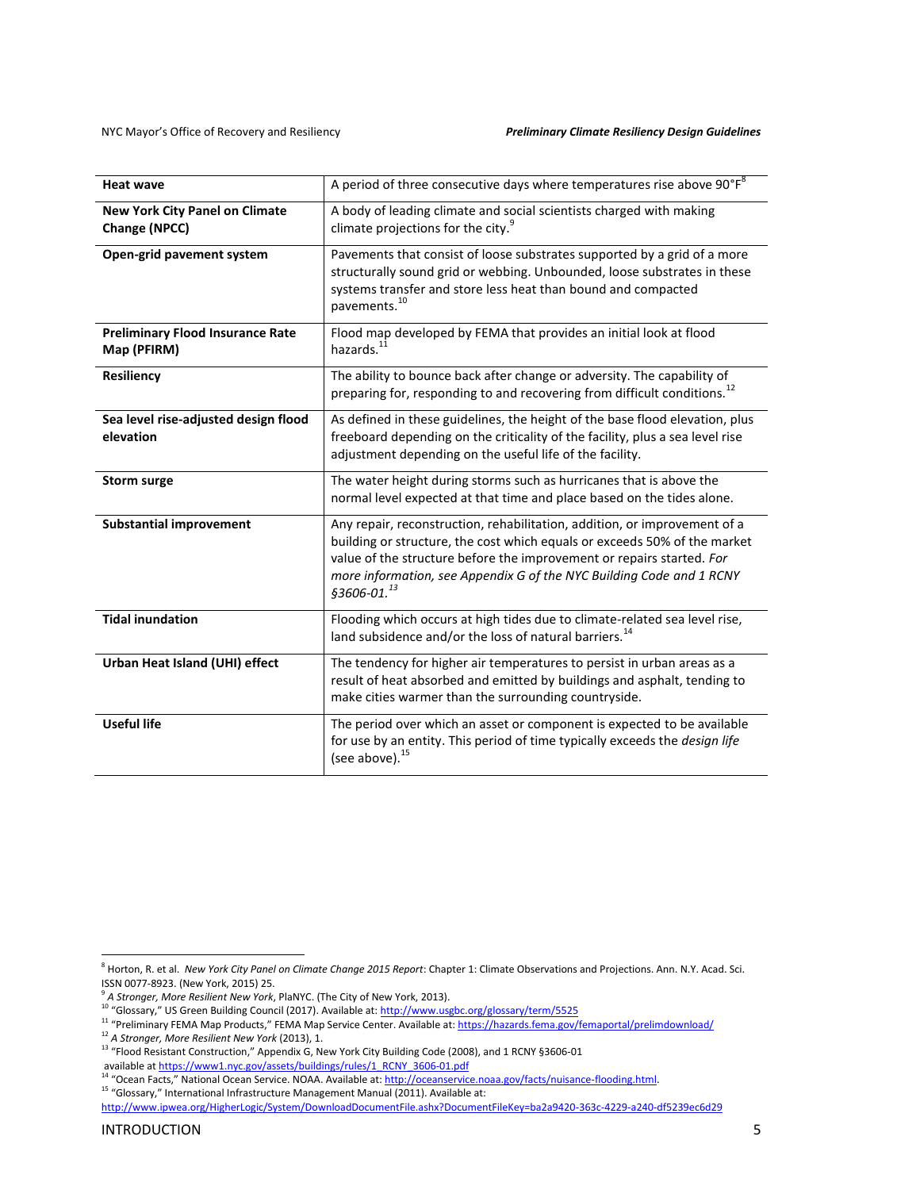| | |
|---|---|
| **Heat wave** | A period of three consecutive days where temperatures rise above 90°F[8] |
| **New York City Panel on Climate Change (NPCC)** | A body of leading climate and social scientists charged with making climate projections for the city.[9] |
| **Open-grid pavement system** | Pavements that consist of loose substrates supported by a grid of a more structurally sound grid or webbing. Unbounded, loose substrates in these systems transfer and store less heat than bound and compacted pavements.[10] |
| **Preliminary Flood Insurance Rate Map (PFIRM)** | Flood map developed by FEMA that provides an initial look at flood hazards.[11] |
| **Resiliency** | The ability to bounce back after change or adversity. The capability of preparing for, responding to and recovering from difficult conditions.[12] |
| **Sea level rise-adjusted design flood elevation** | As defined in these guidelines, the height of the base flood elevation, plus freeboard depending on the criticality of the facility, plus a sea level rise adjustment depending on the useful life of the facility. |
| **Storm surge** | The water height during storms such as hurricanes that is above the normal level expected at that time and place based on the tides alone. |
| **Substantial improvement** | Any repair, reconstruction, rehabilitation, addition, or improvement of a building or structure, the cost which equals or exceeds 50% of the market value of the structure before the improvement or repairs started. *For more information, see Appendix G of the NYC Building Code and 1 RCNY §3606-01.*[13] |
| **Tidal inundation** | Flooding which occurs at high tides due to climate-related sea level rise, land subsidence and/or the loss of natural barriers.[14] |
| **Urban Heat Island (UHI) effect** | The tendency for higher air temperatures to persist in urban areas as a result of heat absorbed and emitted by buildings and asphalt, tending to make cities warmer than the surrounding countryside. |
| **Useful life** | The period over which an asset or component is expected to be available for use by an entity. This period of time typically exceeds the *design life* (see above).[15] |

[8] Horton, R. et al. *New York City Panel on Climate Change 2015 Report*: Chapter 1: Climate Observations and Projections. Ann. N.Y. Acad. Sci. ISSN 0077-8923. (New York, 2015) 25.

[9] *A Stronger, More Resilient New York*, PlaNYC. (The City of New York, 2013).

[10] "Glossary," US Green Building Council (2017). Available at: http://www.usgbc.org/glossary/term/5525

[11] "Preliminary FEMA Map Products," FEMA Map Service Center. Available at: https://hazards.fema.gov/femaportal/prelimdownload/

[12] *A Stronger, More Resilient New York* (2013), 1.

[13] "Flood Resistant Construction," Appendix G, New York City Building Code (2008), and 1 RCNY §3606-01 available at https://www1.nyc.gov/assets/buildings/rules/1_RCNY_3606-01.pdf

[14] "Ocean Facts," National Ocean Service. NOAA. Available at: http://oceanservice.noaa.gov/facts/nuisance-flooding.html.

[15] "Glossary," International Infrastructure Management Manual (2011). Available at: http://www.ipwea.org/HigherLogic/System/DownloadDocumentFile.ashx?DocumentFileKey=ba2a9420-363c-4229-a240-df5239ec6d29